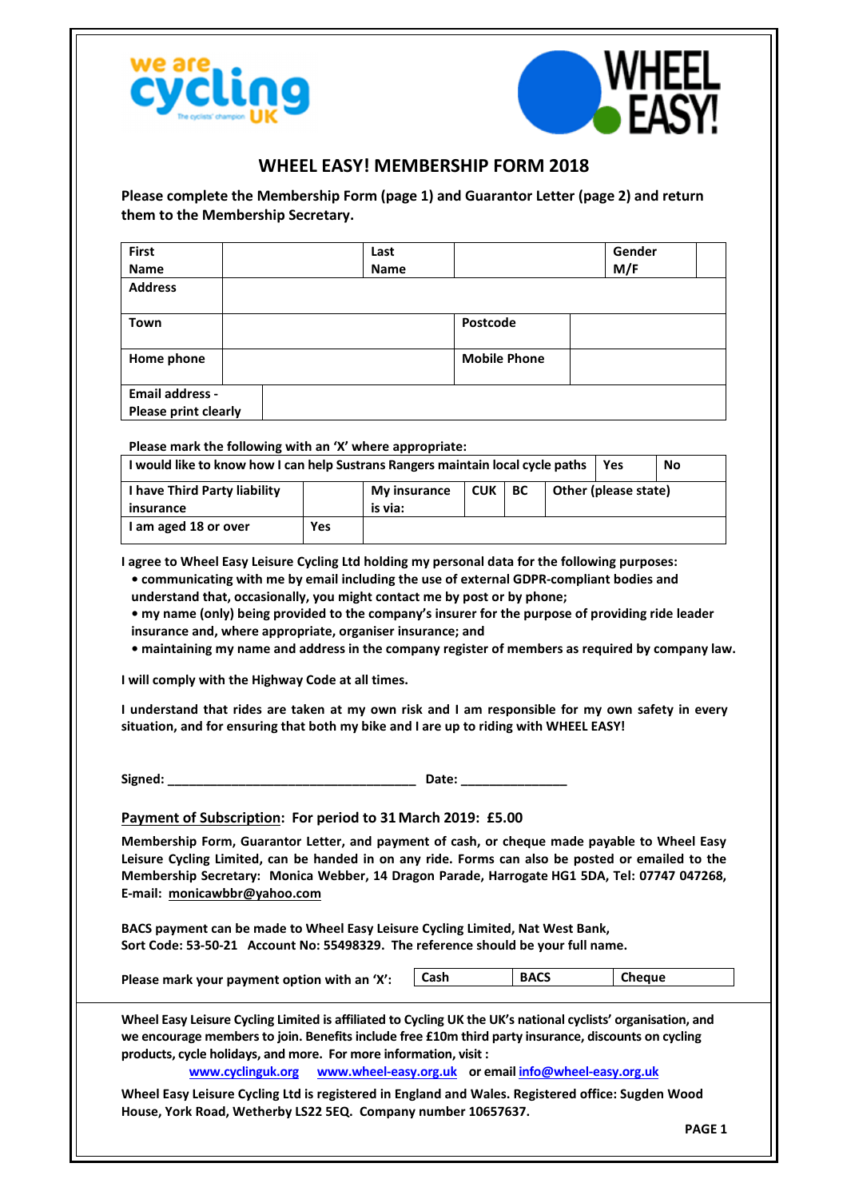# WHEEL EASY! MEMBERSHIP FORM 2018

**Please complete the Membership Form (page 1) and Guarantor Letter (page 2) and return them to the Membership Secretary.**

| First Name | | Last Name | | Gender M/F | |
|---|---|---|---|---|---|
| Address | | | | | |
| Town | | Postcode | | | |
| Home phone | | Mobile Phone | | | |
| Email address - Please print clearly | | | | | |

**Please mark the following with an 'X' where appropriate:**

| I would like to know how I can help Sustrans Rangers maintain local cycle paths | | | | | Yes | No |
|---|---|---|---|---|---|---|
| I have Third Party liability insurance | | My insurance is via: | CUK | BC | Other (please state) | |
| I am aged 18 or over | Yes | | | | | |

**I agree to Wheel Easy Leisure Cycling Ltd holding my personal data for the following purposes:**

- **communicating with me by email including the use of external GDPR-compliant bodies and understand that, occasionally, you might contact me by post or by phone;**
- **my name (only) being provided to the company's insurer for the purpose of providing ride leader insurance and, where appropriate, organiser insurance; and**
- **maintaining my name and address in the company register of members as required by company law.**

**I will comply with the Highway Code at all times.**

**I understand that rides are taken at my own risk and I am responsible for my own safety in every situation, and for ensuring that both my bike and I are up to riding with WHEEL EASY!**

**Signed: ___________________________________ Date: _______________**

**Payment of Subscription: For period to 31 March 2019: £5.00**

**Membership Form, Guarantor Letter, and payment of cash, or cheque made payable to Wheel Easy Leisure Cycling Limited, can be handed in on any ride. Forms can also be posted or emailed to the Membership Secretary: Monica Webber, 14 Dragon Parade, Harrogate HG1 5DA, Tel: 07747 047268, E-mail: monicawbbr@yahoo.com**

**BACS payment can be made to Wheel Easy Leisure Cycling Limited, Nat West Bank, Sort Code: 53-50-21 Account No: 55498329. The reference should be your full name.**

**Please mark your payment option with an 'X':**

| Cash | BACS | Cheque |
|---|---|---|

**Wheel Easy Leisure Cycling Limited is affiliated to Cycling UK the UK's national cyclists' organisation, and we encourage members to join. Benefits include free £10m third party insurance, discounts on cycling products, cycle holidays, and more. For more information, visit :**

**www.cyclinguk.org www.wheel-easy.org.uk or email info@wheel-easy.org.uk**

**Wheel Easy Leisure Cycling Ltd is registered in England and Wales. Registered office: Sugden Wood House, York Road, Wetherby LS22 5EQ. Company number 10657637.**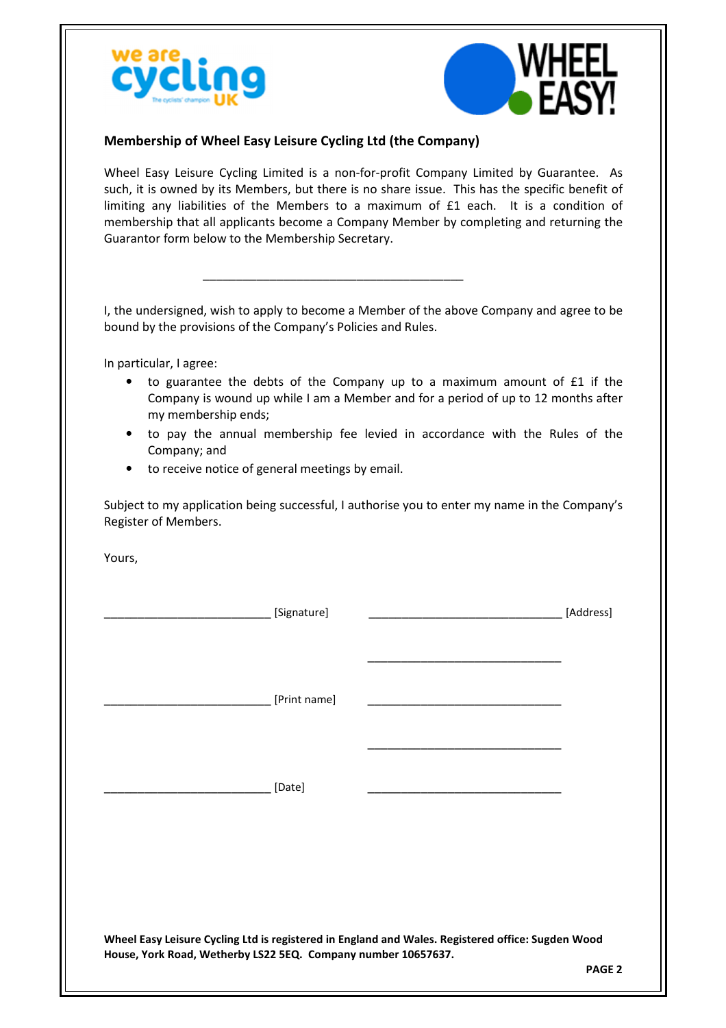**Membership of Wheel Easy Leisure Cycling Ltd (the Company)**

Wheel Easy Leisure Cycling Limited is a non-for-profit Company Limited by Guarantee. As such, it is owned by its Members, but there is no share issue. This has the specific benefit of limiting any liabilities of the Members to a maximum of £1 each. It is a condition of membership that all applicants become a Company Member by completing and returning the Guarantor form below to the Membership Secretary.

________________________________________

I, the undersigned, wish to apply to become a Member of the above Company and agree to be bound by the provisions of the Company's Policies and Rules.

In particular, I agree:

- to guarantee the debts of the Company up to a maximum amount of £1 if the Company is wound up while I am a Member and for a period of up to 12 months after my membership ends;
- to pay the annual membership fee levied in accordance with the Rules of the Company; and
- to receive notice of general meetings by email.

Subject to my application being successful, I authorise you to enter my name in the Company's Register of Members.

Yours,

___________________________ [Signature]    ________________________________ [Address]

                                                                  ________________________________

___________________________ [Print name]    ________________________________

                                                                  ________________________________

___________________________ [Date]    ________________________________

**Wheel Easy Leisure Cycling Ltd is registered in England and Wales. Registered office: Sugden Wood House, York Road, Wetherby LS22 5EQ. Company number 10657637.**